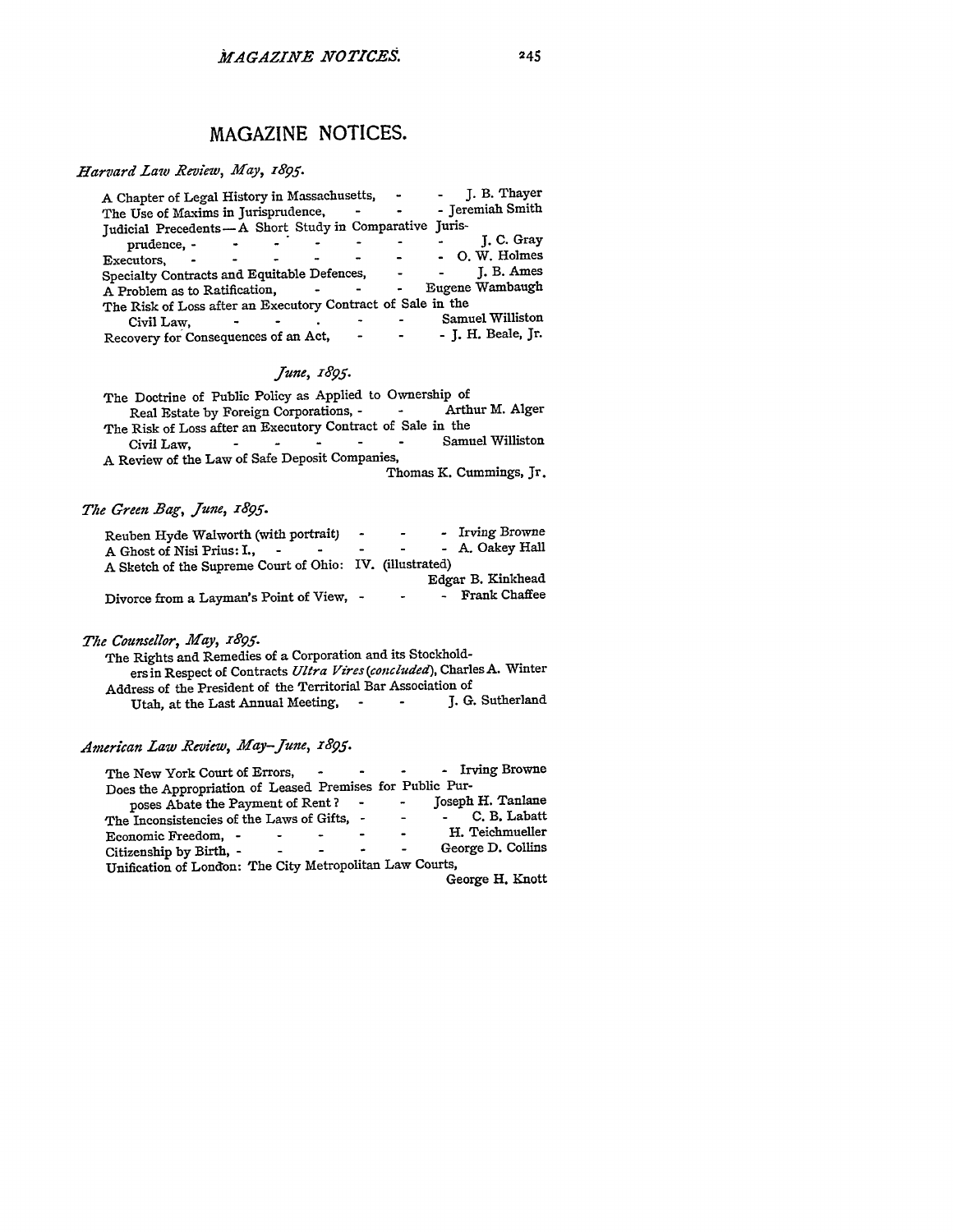# MAGAZINE NOTICES.

*Harvard Law Review, May, 1895.*

A Chapter of Legal History in Massachusetts, - - J. B. Thayer
The Use of Maxims in Jurisprudence, - - - Jeremiah Smith
Judicial Precedents—A Short Study in Comparative Jurisprudence, - - - - - - - - J. C. Gray
Executors, - - - - - - - - O. W. Holmes
Specialty Contracts and Equitable Defences, - - J. B. Ames
A Problem as to Ratification, - - - Eugene Wambaugh
The Risk of Loss after an Executory Contract of Sale in the Civil Law, - - - - - Samuel Williston
Recovery for Consequences of an Act, - - - J. H. Beale, Jr.

*June, 1895.*

The Doctrine of Public Policy as Applied to Ownership of Real Estate by Foreign Corporations, - - Arthur M. Alger
The Risk of Loss after an Executory Contract of Sale in the Civil Law, - - - - - Samuel Williston
A Review of the Law of Safe Deposit Companies, Thomas K. Cummings, Jr.

*The Green Bag, June, 1895.*

Reuben Hyde Walworth (with portrait) - - - Irving Browne
A Ghost of Nisi Prius: I., - - - - - A. Oakey Hall
A Sketch of the Supreme Court of Ohio: IV. (illustrated) Edgar B. Kinkhead
Divorce from a Layman's Point of View, - - - Frank Chaffee

*The Counsellor, May, 1895.*

The Rights and Remedies of a Corporation and its Stockholders in Respect of Contracts *Ultra Vires (concluded)*, Charles A. Winter
Address of the President of the Territorial Bar Association of Utah, at the Last Annual Meeting, - - J. G. Sutherland

*American Law Review, May–June, 1895.*

The New York Court of Errors, - - - - Irving Browne
Does the Appropriation of Leased Premises for Public Purposes Abate the Payment of Rent? - - Joseph H. Tanlane
The Inconsistencies of the Laws of Gifts, - - - C. B. Labatt
Economic Freedom, - - - - - H. Teichmueller
Citizenship by Birth, - - - - - George D. Collins
Unification of London: The City Metropolitan Law Courts, George H. Knott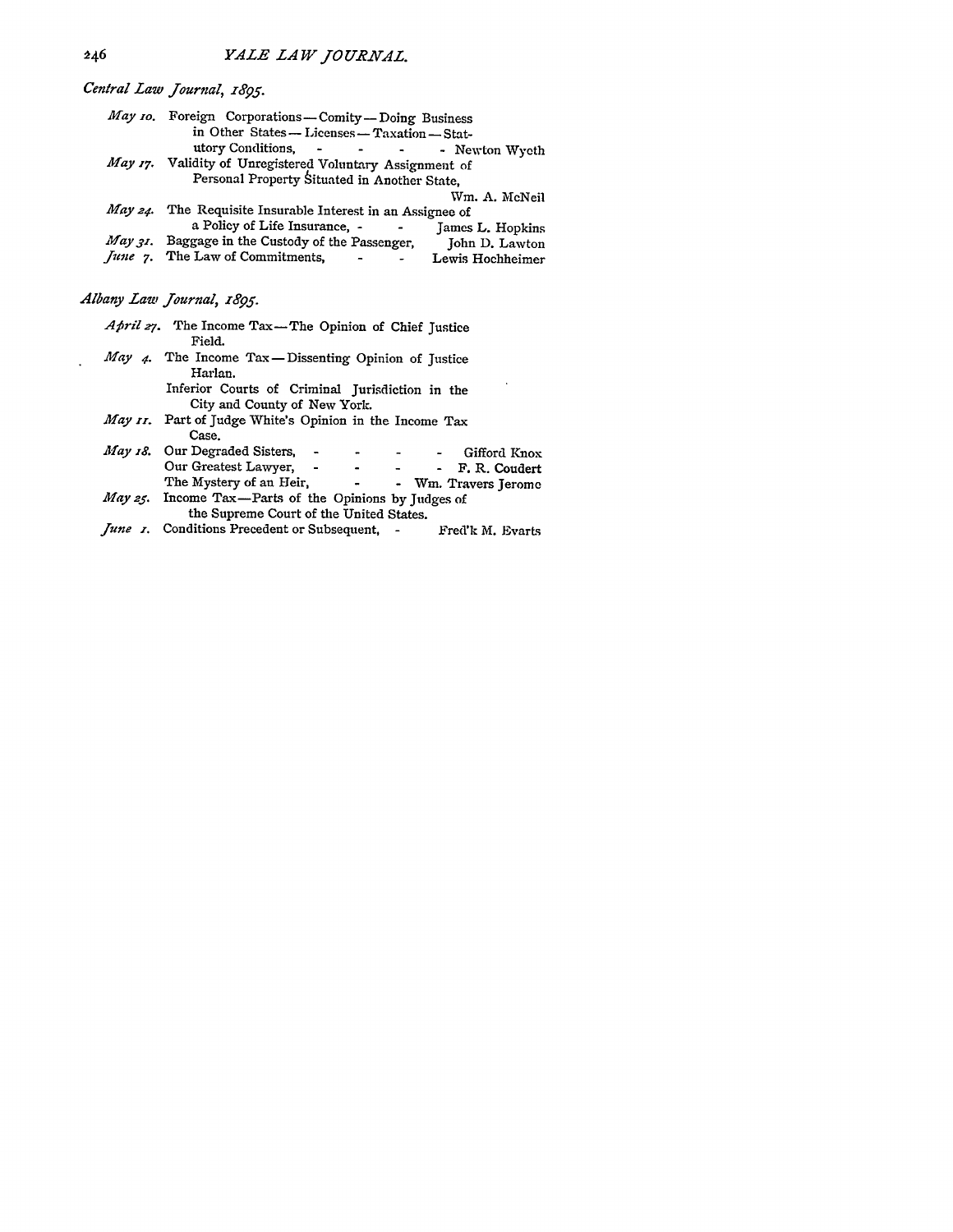*Central Law Journal, 1895.*

*May 10.* Foreign Corporations — Comity — Doing Business in Other States — Licenses — Taxation — Statutory Conditions, - - - - Newton Wyeth

*May 17.* Validity of Unregistered Voluntary Assignment of Personal Property Situated in Another State, Wm. A. McNeil

*May 24.* The Requisite Insurable Interest in an Assignee of a Policy of Life Insurance, - - James L. Hopkins

*May 31.* Baggage in the Custody of the Passenger, John D. Lawton

*June 7.* The Law of Commitments, - - Lewis Hochheimer

*Albany Law Journal, 1895.*

*April 27.* The Income Tax — The Opinion of Chief Justice Field.

*May 4.* The Income Tax — Dissenting Opinion of Justice Harlan.

Inferior Courts of Criminal Jurisdiction in the City and County of New York.

*May 11.* Part of Judge White's Opinion in the Income Tax Case.

*May 18.* Our Degraded Sisters, - - - - Gifford Knox

Our Greatest Lawyer, - - - - F. R. Coudert

The Mystery of an Heir, - - Wm. Travers Jerome

*May 25.* Income Tax — Parts of the Opinions by Judges of the Supreme Court of the United States.

*June 1.* Conditions Precedent or Subsequent, - Fred'k M. Evarts